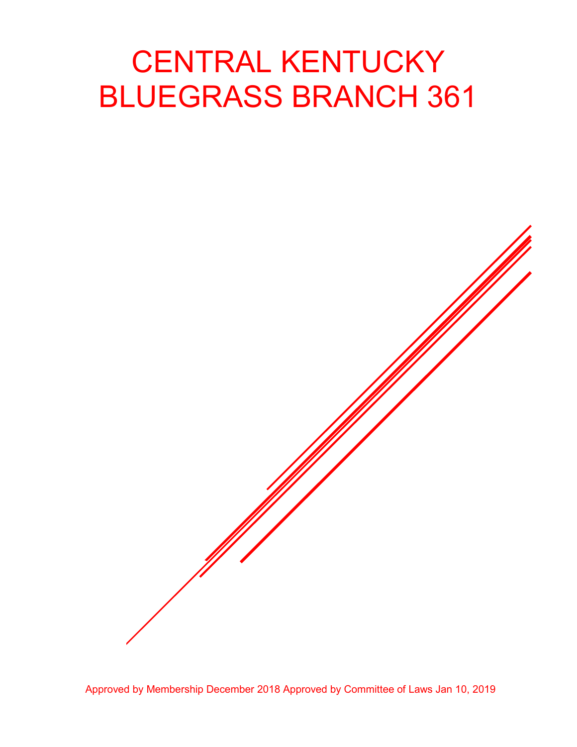# CENTRAL KENTUCKY BLUEGRASS BRANCH 361

Approved by Membership December 2018 Approved by Committee of Laws Jan 10, 2019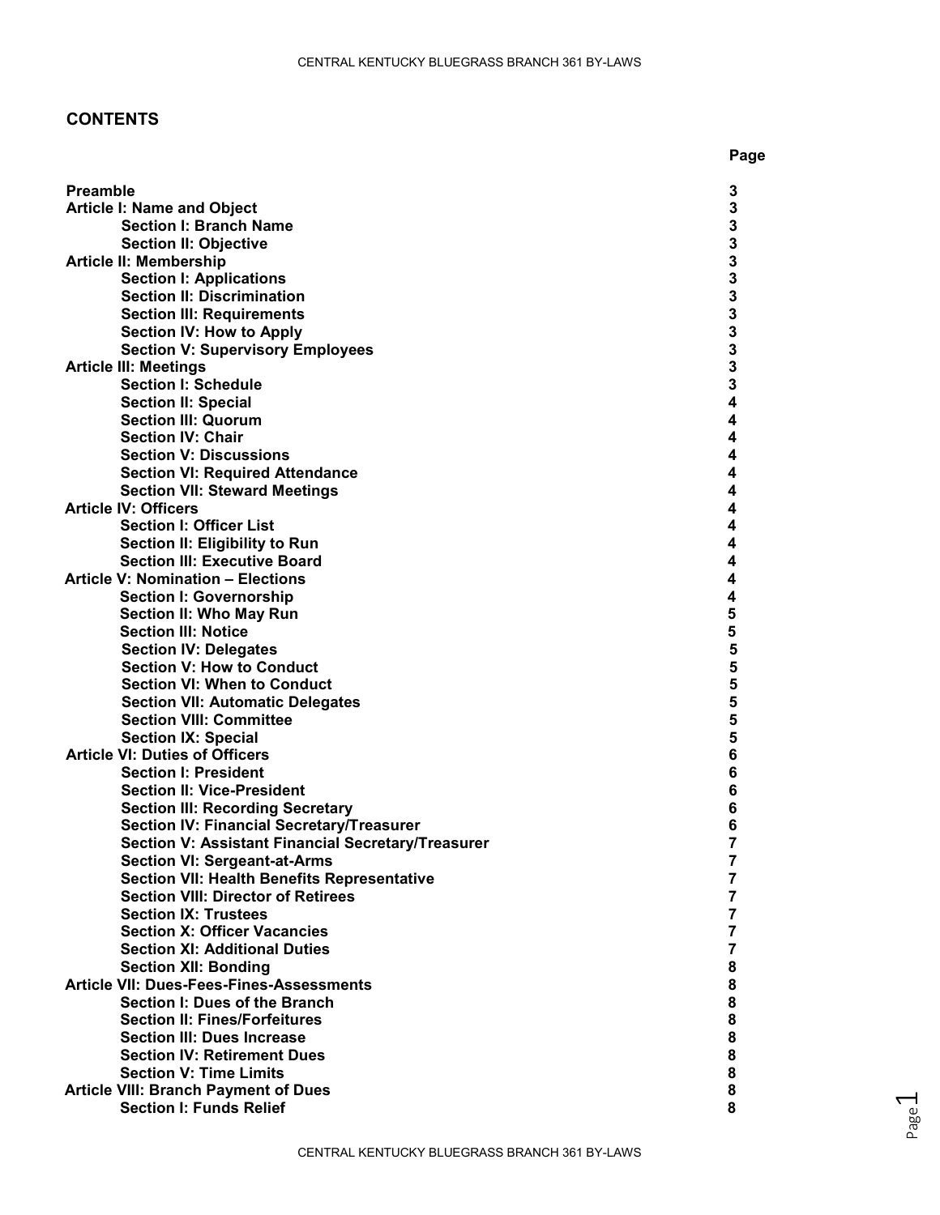## CONTENTS

| | Page |
|---|---|
| **Preamble** | **3** |
| **Article I: Name and Object** | **3** |
| **Section I: Branch Name** | **3** |
| **Section II: Objective** | **3** |
| **Article II: Membership** | **3** |
| **Section I: Applications** | **3** |
| **Section II: Discrimination** | **3** |
| **Section III: Requirements** | **3** |
| **Section IV: How to Apply** | **3** |
| **Section V: Supervisory Employees** | **3** |
| **Article III: Meetings** | **3** |
| **Section I: Schedule** | **3** |
| **Section II: Special** | **4** |
| **Section III: Quorum** | **4** |
| **Section IV: Chair** | **4** |
| **Section V: Discussions** | **4** |
| **Section VI: Required Attendance** | **4** |
| **Section VII: Steward Meetings** | **4** |
| **Article IV: Officers** | **4** |
| **Section I: Officer List** | **4** |
| **Section II: Eligibility to Run** | **4** |
| **Section III: Executive Board** | **4** |
| **Article V: Nomination – Elections** | **4** |
| **Section I: Governorship** | **4** |
| **Section II: Who May Run** | **5** |
| **Section III: Notice** | **5** |
| **Section IV: Delegates** | **5** |
| **Section V: How to Conduct** | **5** |
| **Section VI: When to Conduct** | **5** |
| **Section VII: Automatic Delegates** | **5** |
| **Section VIII: Committee** | **5** |
| **Section IX: Special** | **5** |
| **Article VI: Duties of Officers** | **6** |
| **Section I: President** | **6** |
| **Section II: Vice-President** | **6** |
| **Section III: Recording Secretary** | **6** |
| **Section IV: Financial Secretary/Treasurer** | **6** |
| **Section V: Assistant Financial Secretary/Treasurer** | **7** |
| **Section VI: Sergeant-at-Arms** | **7** |
| **Section VII: Health Benefits Representative** | **7** |
| **Section VIII: Director of Retirees** | **7** |
| **Section IX: Trustees** | **7** |
| **Section X: Officer Vacancies** | **7** |
| **Section XI: Additional Duties** | **7** |
| **Section XII: Bonding** | **8** |
| **Article VII: Dues-Fees-Fines-Assessments** | **8** |
| **Section I: Dues of the Branch** | **8** |
| **Section II: Fines/Forfeitures** | **8** |
| **Section III: Dues Increase** | **8** |
| **Section IV: Retirement Dues** | **8** |
| **Section V: Time Limits** | **8** |
| **Article VIII: Branch Payment of Dues** | **8** |
| **Section I: Funds Relief** | **8** |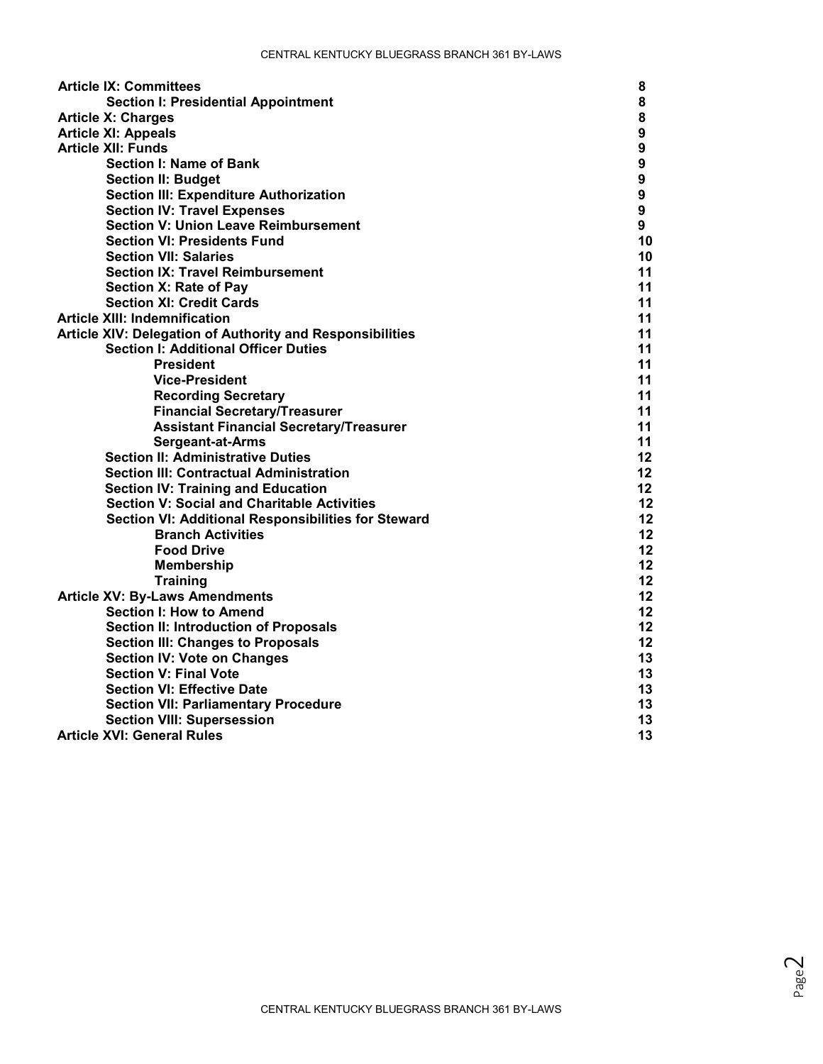| | |
|---|---|
| **Article IX: Committees** | **8** |
| **Section I: Presidential Appointment** | **8** |
| **Article X: Charges** | **8** |
| **Article XI: Appeals** | **9** |
| **Article XII: Funds** | **9** |
| **Section I: Name of Bank** | **9** |
| **Section II: Budget** | **9** |
| **Section III: Expenditure Authorization** | **9** |
| **Section IV: Travel Expenses** | **9** |
| **Section V: Union Leave Reimbursement** | **9** |
| **Section VI: Presidents Fund** | **10** |
| **Section VII: Salaries** | **10** |
| **Section IX: Travel Reimbursement** | **11** |
| **Section X: Rate of Pay** | **11** |
| **Section XI: Credit Cards** | **11** |
| **Article XIII: Indemnification** | **11** |
| **Article XIV: Delegation of Authority and Responsibilities** | **11** |
| **Section I: Additional Officer Duties** | **11** |
| **President** | **11** |
| **Vice-President** | **11** |
| **Recording Secretary** | **11** |
| **Financial Secretary/Treasurer** | **11** |
| **Assistant Financial Secretary/Treasurer** | **11** |
| **Sergeant-at-Arms** | **11** |
| **Section II: Administrative Duties** | **12** |
| **Section III: Contractual Administration** | **12** |
| **Section IV: Training and Education** | **12** |
| **Section V: Social and Charitable Activities** | **12** |
| **Section VI: Additional Responsibilities for Steward** | **12** |
| **Branch Activities** | **12** |
| **Food Drive** | **12** |
| **Membership** | **12** |
| **Training** | **12** |
| **Article XV: By-Laws Amendments** | **12** |
| **Section I: How to Amend** | **12** |
| **Section II: Introduction of Proposals** | **12** |
| **Section III: Changes to Proposals** | **12** |
| **Section IV: Vote on Changes** | **13** |
| **Section V: Final Vote** | **13** |
| **Section VI: Effective Date** | **13** |
| **Section VII: Parliamentary Procedure** | **13** |
| **Section VIII: Supersession** | **13** |
| **Article XVI: General Rules** | **13** |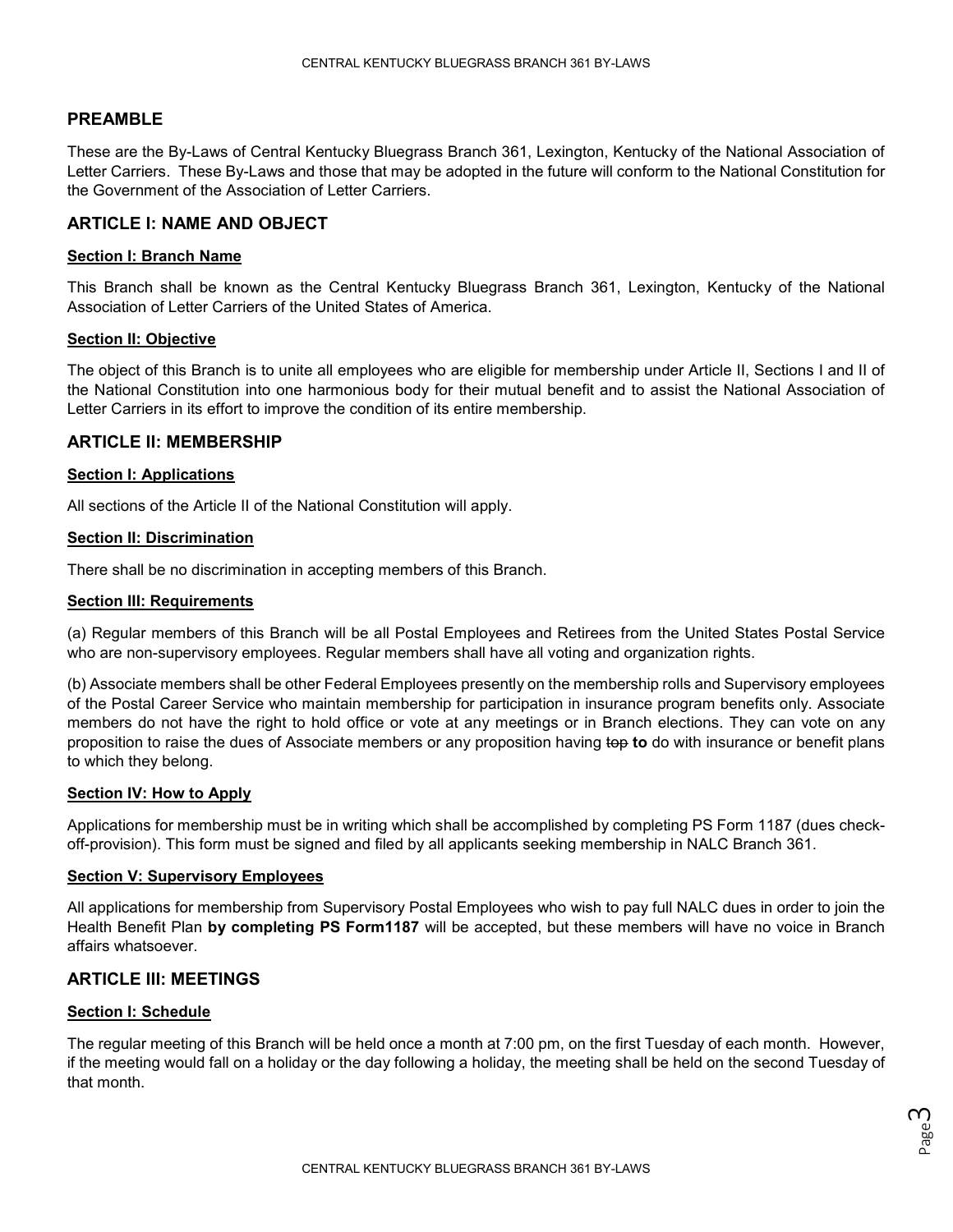## PREAMBLE

These are the By-Laws of Central Kentucky Bluegrass Branch 361, Lexington, Kentucky of the National Association of Letter Carriers. These By-Laws and those that may be adopted in the future will conform to the National Constitution for the Government of the Association of Letter Carriers.

## ARTICLE I: NAME AND OBJECT

### Section I: Branch Name

This Branch shall be known as the Central Kentucky Bluegrass Branch 361, Lexington, Kentucky of the National Association of Letter Carriers of the United States of America.

### Section II: Objective

The object of this Branch is to unite all employees who are eligible for membership under Article II, Sections I and II of the National Constitution into one harmonious body for their mutual benefit and to assist the National Association of Letter Carriers in its effort to improve the condition of its entire membership.

## ARTICLE II: MEMBERSHIP

### Section I: Applications

All sections of the Article II of the National Constitution will apply.

### Section II: Discrimination

There shall be no discrimination in accepting members of this Branch.

### Section III: Requirements

(a) Regular members of this Branch will be all Postal Employees and Retirees from the United States Postal Service who are non-supervisory employees. Regular members shall have all voting and organization rights.

(b) Associate members shall be other Federal Employees presently on the membership rolls and Supervisory employees of the Postal Career Service who maintain membership for participation in insurance program benefits only. Associate members do not have the right to hold office or vote at any meetings or in Branch elections. They can vote on any proposition to raise the dues of Associate members or any proposition having ~~top~~ **to** do with insurance or benefit plans to which they belong.

### Section IV: How to Apply

Applications for membership must be in writing which shall be accomplished by completing PS Form 1187 (dues check-off-provision). This form must be signed and filed by all applicants seeking membership in NALC Branch 361.

### Section V: Supervisory Employees

All applications for membership from Supervisory Postal Employees who wish to pay full NALC dues in order to join the Health Benefit Plan **by completing PS Form1187** will be accepted, but these members will have no voice in Branch affairs whatsoever.

## ARTICLE III: MEETINGS

### Section I: Schedule

The regular meeting of this Branch will be held once a month at 7:00 pm, on the first Tuesday of each month. However, if the meeting would fall on a holiday or the day following a holiday, the meeting shall be held on the second Tuesday of that month.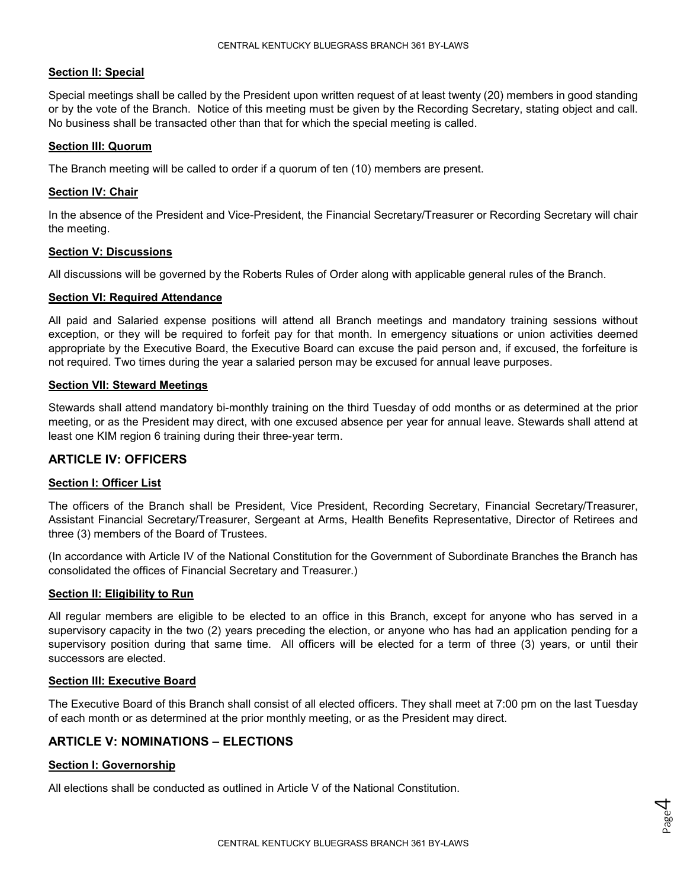### Section II: Special

Special meetings shall be called by the President upon written request of at least twenty (20) members in good standing or by the vote of the Branch. Notice of this meeting must be given by the Recording Secretary, stating object and call. No business shall be transacted other than that for which the special meeting is called.

### Section III: Quorum

The Branch meeting will be called to order if a quorum of ten (10) members are present.

### Section IV: Chair

In the absence of the President and Vice-President, the Financial Secretary/Treasurer or Recording Secretary will chair the meeting.

### Section V: Discussions

All discussions will be governed by the Roberts Rules of Order along with applicable general rules of the Branch.

### Section VI: Required Attendance

All paid and Salaried expense positions will attend all Branch meetings and mandatory training sessions without exception, or they will be required to forfeit pay for that month. In emergency situations or union activities deemed appropriate by the Executive Board, the Executive Board can excuse the paid person and, if excused, the forfeiture is not required. Two times during the year a salaried person may be excused for annual leave purposes.

### Section VII: Steward Meetings

Stewards shall attend mandatory bi-monthly training on the third Tuesday of odd months or as determined at the prior meeting, or as the President may direct, with one excused absence per year for annual leave. Stewards shall attend at least one KIM region 6 training during their three-year term.

## ARTICLE IV: OFFICERS

### Section I: Officer List

The officers of the Branch shall be President, Vice President, Recording Secretary, Financial Secretary/Treasurer, Assistant Financial Secretary/Treasurer, Sergeant at Arms, Health Benefits Representative, Director of Retirees and three (3) members of the Board of Trustees.

(In accordance with Article IV of the National Constitution for the Government of Subordinate Branches the Branch has consolidated the offices of Financial Secretary and Treasurer.)

### Section II: Eligibility to Run

All regular members are eligible to be elected to an office in this Branch, except for anyone who has served in a supervisory capacity in the two (2) years preceding the election, or anyone who has had an application pending for a supervisory position during that same time. All officers will be elected for a term of three (3) years, or until their successors are elected.

### Section III: Executive Board

The Executive Board of this Branch shall consist of all elected officers. They shall meet at 7:00 pm on the last Tuesday of each month or as determined at the prior monthly meeting, or as the President may direct.

## ARTICLE V: NOMINATIONS – ELECTIONS

### Section I: Governorship

All elections shall be conducted as outlined in Article V of the National Constitution.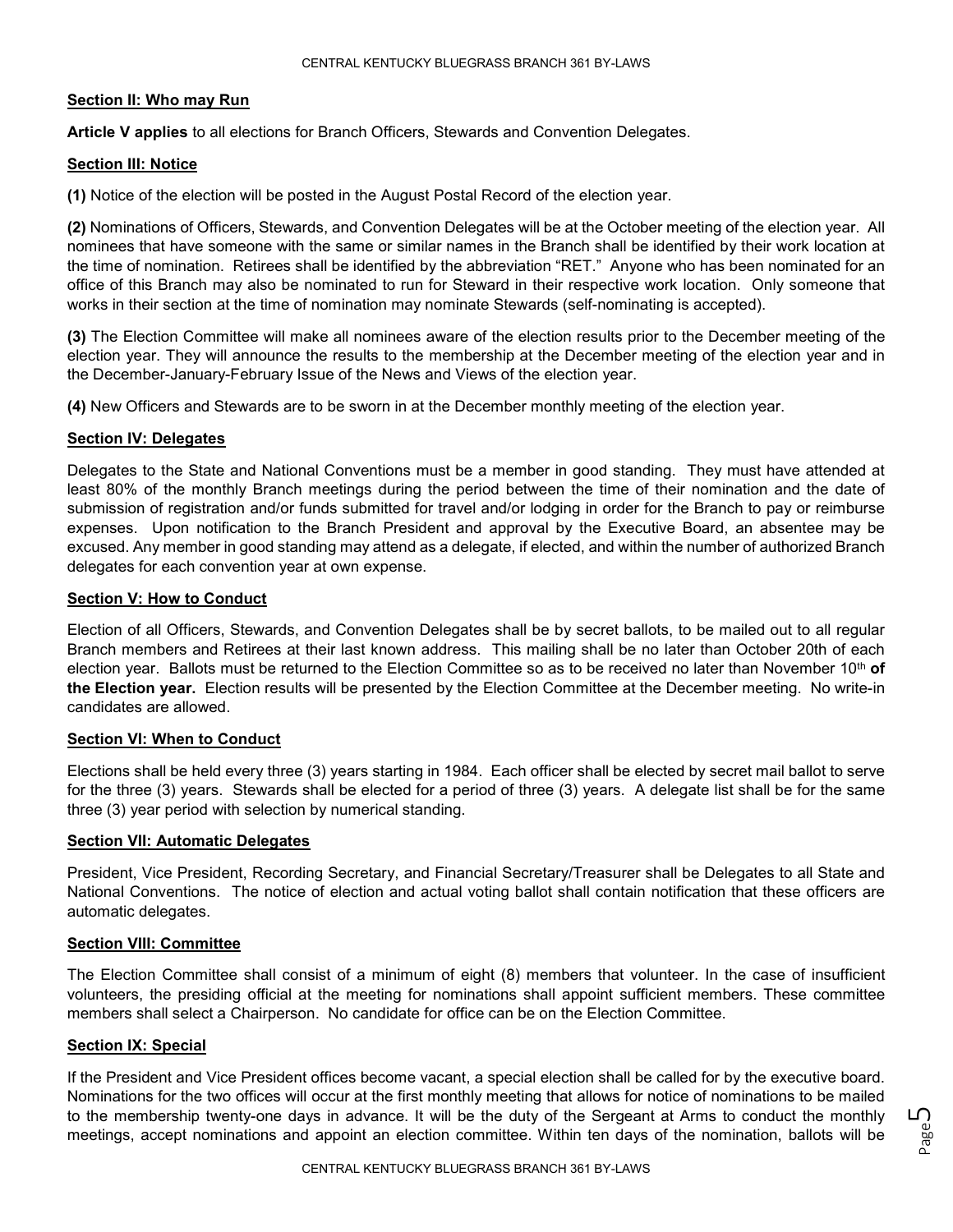**Section II: Who may Run**

**Article V applies** to all elections for Branch Officers, Stewards and Convention Delegates.

**Section III: Notice**

**(1)** Notice of the election will be posted in the August Postal Record of the election year.

**(2)** Nominations of Officers, Stewards, and Convention Delegates will be at the October meeting of the election year. All nominees that have someone with the same or similar names in the Branch shall be identified by their work location at the time of nomination. Retirees shall be identified by the abbreviation "RET." Anyone who has been nominated for an office of this Branch may also be nominated to run for Steward in their respective work location. Only someone that works in their section at the time of nomination may nominate Stewards (self-nominating is accepted).

**(3)** The Election Committee will make all nominees aware of the election results prior to the December meeting of the election year. They will announce the results to the membership at the December meeting of the election year and in the December-January-February Issue of the News and Views of the election year.

**(4)** New Officers and Stewards are to be sworn in at the December monthly meeting of the election year.

**Section IV: Delegates**

Delegates to the State and National Conventions must be a member in good standing. They must have attended at least 80% of the monthly Branch meetings during the period between the time of their nomination and the date of submission of registration and/or funds submitted for travel and/or lodging in order for the Branch to pay or reimburse expenses. Upon notification to the Branch President and approval by the Executive Board, an absentee may be excused. Any member in good standing may attend as a delegate, if elected, and within the number of authorized Branch delegates for each convention year at own expense.

**Section V: How to Conduct**

Election of all Officers, Stewards, and Convention Delegates shall be by secret ballots, to be mailed out to all regular Branch members and Retirees at their last known address. This mailing shall be no later than October 20th of each election year. Ballots must be returned to the Election Committee so as to be received no later than November 10th **of the Election year.** Election results will be presented by the Election Committee at the December meeting. No write-in candidates are allowed.

**Section VI: When to Conduct**

Elections shall be held every three (3) years starting in 1984. Each officer shall be elected by secret mail ballot to serve for the three (3) years. Stewards shall be elected for a period of three (3) years. A delegate list shall be for the same three (3) year period with selection by numerical standing.

**Section VII: Automatic Delegates**

President, Vice President, Recording Secretary, and Financial Secretary/Treasurer shall be Delegates to all State and National Conventions. The notice of election and actual voting ballot shall contain notification that these officers are automatic delegates.

**Section VIII: Committee**

The Election Committee shall consist of a minimum of eight (8) members that volunteer. In the case of insufficient volunteers, the presiding official at the meeting for nominations shall appoint sufficient members. These committee members shall select a Chairperson. No candidate for office can be on the Election Committee.

**Section IX: Special**

If the President and Vice President offices become vacant, a special election shall be called for by the executive board. Nominations for the two offices will occur at the first monthly meeting that allows for notice of nominations to be mailed to the membership twenty-one days in advance. It will be the duty of the Sergeant at Arms to conduct the monthly meetings, accept nominations and appoint an election committee. Within ten days of the nomination, ballots will be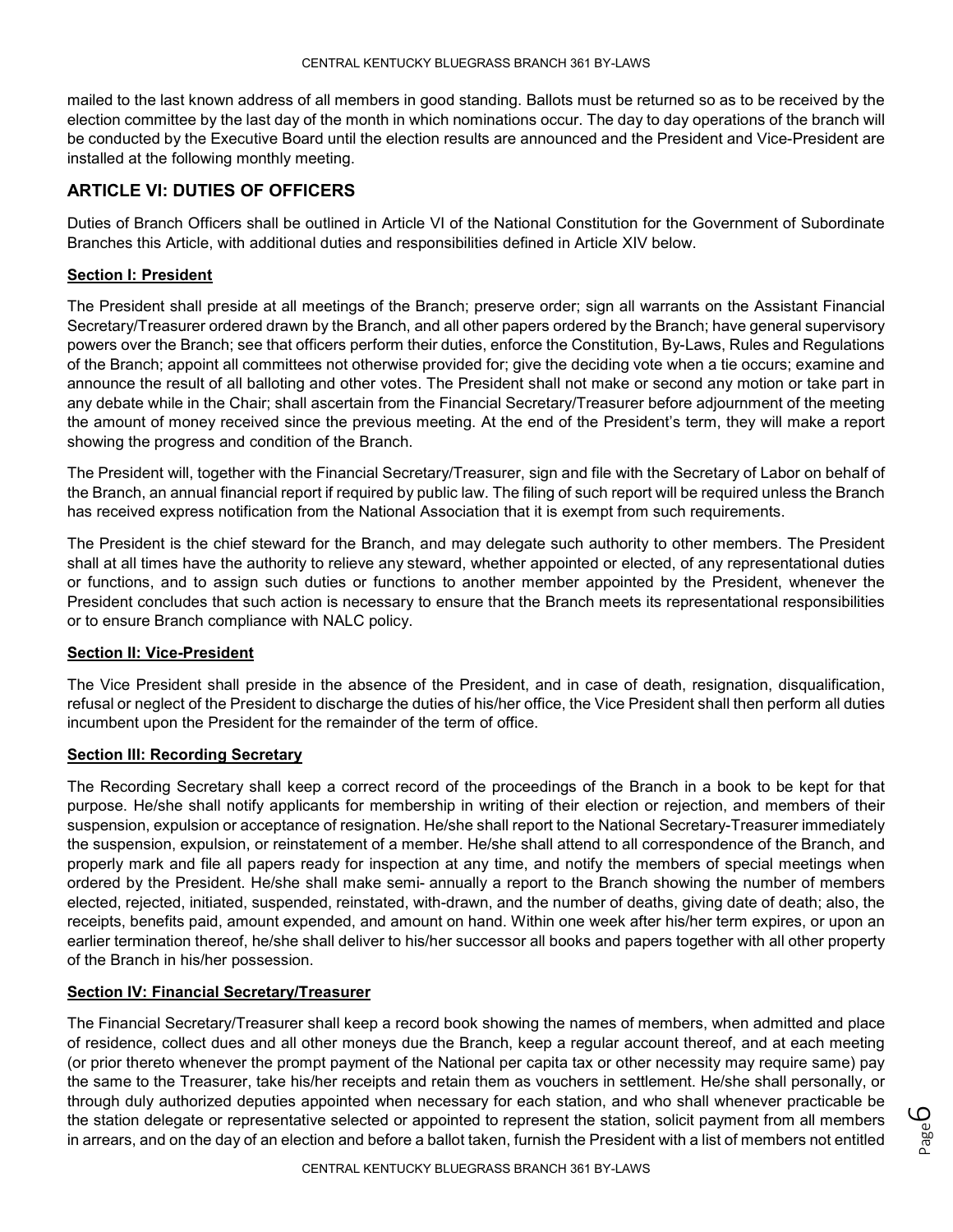mailed to the last known address of all members in good standing. Ballots must be returned so as to be received by the election committee by the last day of the month in which nominations occur. The day to day operations of the branch will be conducted by the Executive Board until the election results are announced and the President and Vice-President are installed at the following monthly meeting.

## ARTICLE VI: DUTIES OF OFFICERS

Duties of Branch Officers shall be outlined in Article VI of the National Constitution for the Government of Subordinate Branches this Article, with additional duties and responsibilities defined in Article XIV below.

### Section I: President

The President shall preside at all meetings of the Branch; preserve order; sign all warrants on the Assistant Financial Secretary/Treasurer ordered drawn by the Branch, and all other papers ordered by the Branch; have general supervisory powers over the Branch; see that officers perform their duties, enforce the Constitution, By-Laws, Rules and Regulations of the Branch; appoint all committees not otherwise provided for; give the deciding vote when a tie occurs; examine and announce the result of all balloting and other votes. The President shall not make or second any motion or take part in any debate while in the Chair; shall ascertain from the Financial Secretary/Treasurer before adjournment of the meeting the amount of money received since the previous meeting. At the end of the President's term, they will make a report showing the progress and condition of the Branch.

The President will, together with the Financial Secretary/Treasurer, sign and file with the Secretary of Labor on behalf of the Branch, an annual financial report if required by public law. The filing of such report will be required unless the Branch has received express notification from the National Association that it is exempt from such requirements.

The President is the chief steward for the Branch, and may delegate such authority to other members. The President shall at all times have the authority to relieve any steward, whether appointed or elected, of any representational duties or functions, and to assign such duties or functions to another member appointed by the President, whenever the President concludes that such action is necessary to ensure that the Branch meets its representational responsibilities or to ensure Branch compliance with NALC policy.

### Section II: Vice-President

The Vice President shall preside in the absence of the President, and in case of death, resignation, disqualification, refusal or neglect of the President to discharge the duties of his/her office, the Vice President shall then perform all duties incumbent upon the President for the remainder of the term of office.

### Section III: Recording Secretary

The Recording Secretary shall keep a correct record of the proceedings of the Branch in a book to be kept for that purpose. He/she shall notify applicants for membership in writing of their election or rejection, and members of their suspension, expulsion or acceptance of resignation. He/she shall report to the National Secretary-Treasurer immediately the suspension, expulsion, or reinstatement of a member. He/she shall attend to all correspondence of the Branch, and properly mark and file all papers ready for inspection at any time, and notify the members of special meetings when ordered by the President. He/she shall make semi- annually a report to the Branch showing the number of members elected, rejected, initiated, suspended, reinstated, with-drawn, and the number of deaths, giving date of death; also, the receipts, benefits paid, amount expended, and amount on hand. Within one week after his/her term expires, or upon an earlier termination thereof, he/she shall deliver to his/her successor all books and papers together with all other property of the Branch in his/her possession.

### Section IV: Financial Secretary/Treasurer

The Financial Secretary/Treasurer shall keep a record book showing the names of members, when admitted and place of residence, collect dues and all other moneys due the Branch, keep a regular account thereof, and at each meeting (or prior thereto whenever the prompt payment of the National per capita tax or other necessity may require same) pay the same to the Treasurer, take his/her receipts and retain them as vouchers in settlement. He/she shall personally, or through duly authorized deputies appointed when necessary for each station, and who shall whenever practicable be the station delegate or representative selected or appointed to represent the station, solicit payment from all members in arrears, and on the day of an election and before a ballot taken, furnish the President with a list of members not entitled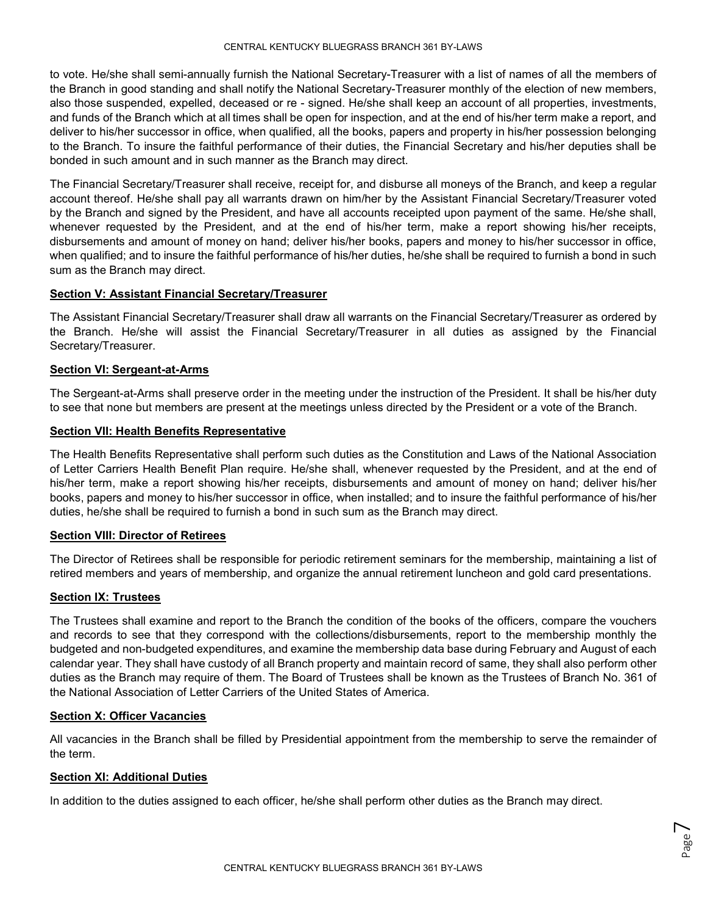to vote. He/she shall semi-annually furnish the National Secretary-Treasurer with a list of names of all the members of the Branch in good standing and shall notify the National Secretary-Treasurer monthly of the election of new members, also those suspended, expelled, deceased or re - signed. He/she shall keep an account of all properties, investments, and funds of the Branch which at all times shall be open for inspection, and at the end of his/her term make a report, and deliver to his/her successor in office, when qualified, all the books, papers and property in his/her possession belonging to the Branch. To insure the faithful performance of their duties, the Financial Secretary and his/her deputies shall be bonded in such amount and in such manner as the Branch may direct.

The Financial Secretary/Treasurer shall receive, receipt for, and disburse all moneys of the Branch, and keep a regular account thereof. He/she shall pay all warrants drawn on him/her by the Assistant Financial Secretary/Treasurer voted by the Branch and signed by the President, and have all accounts receipted upon payment of the same. He/she shall, whenever requested by the President, and at the end of his/her term, make a report showing his/her receipts, disbursements and amount of money on hand; deliver his/her books, papers and money to his/her successor in office, when qualified; and to insure the faithful performance of his/her duties, he/she shall be required to furnish a bond in such sum as the Branch may direct.

**Section V: Assistant Financial Secretary/Treasurer**

The Assistant Financial Secretary/Treasurer shall draw all warrants on the Financial Secretary/Treasurer as ordered by the Branch. He/she will assist the Financial Secretary/Treasurer in all duties as assigned by the Financial Secretary/Treasurer.

**Section VI: Sergeant-at-Arms**

The Sergeant-at-Arms shall preserve order in the meeting under the instruction of the President. It shall be his/her duty to see that none but members are present at the meetings unless directed by the President or a vote of the Branch.

**Section VII: Health Benefits Representative**

The Health Benefits Representative shall perform such duties as the Constitution and Laws of the National Association of Letter Carriers Health Benefit Plan require. He/she shall, whenever requested by the President, and at the end of his/her term, make a report showing his/her receipts, disbursements and amount of money on hand; deliver his/her books, papers and money to his/her successor in office, when installed; and to insure the faithful performance of his/her duties, he/she shall be required to furnish a bond in such sum as the Branch may direct.

**Section VIII: Director of Retirees**

The Director of Retirees shall be responsible for periodic retirement seminars for the membership, maintaining a list of retired members and years of membership, and organize the annual retirement luncheon and gold card presentations.

**Section IX: Trustees**

The Trustees shall examine and report to the Branch the condition of the books of the officers, compare the vouchers and records to see that they correspond with the collections/disbursements, report to the membership monthly the budgeted and non-budgeted expenditures, and examine the membership data base during February and August of each calendar year. They shall have custody of all Branch property and maintain record of same, they shall also perform other duties as the Branch may require of them. The Board of Trustees shall be known as the Trustees of Branch No. 361 of the National Association of Letter Carriers of the United States of America.

**Section X: Officer Vacancies**

All vacancies in the Branch shall be filled by Presidential appointment from the membership to serve the remainder of the term.

**Section XI: Additional Duties**

In addition to the duties assigned to each officer, he/she shall perform other duties as the Branch may direct.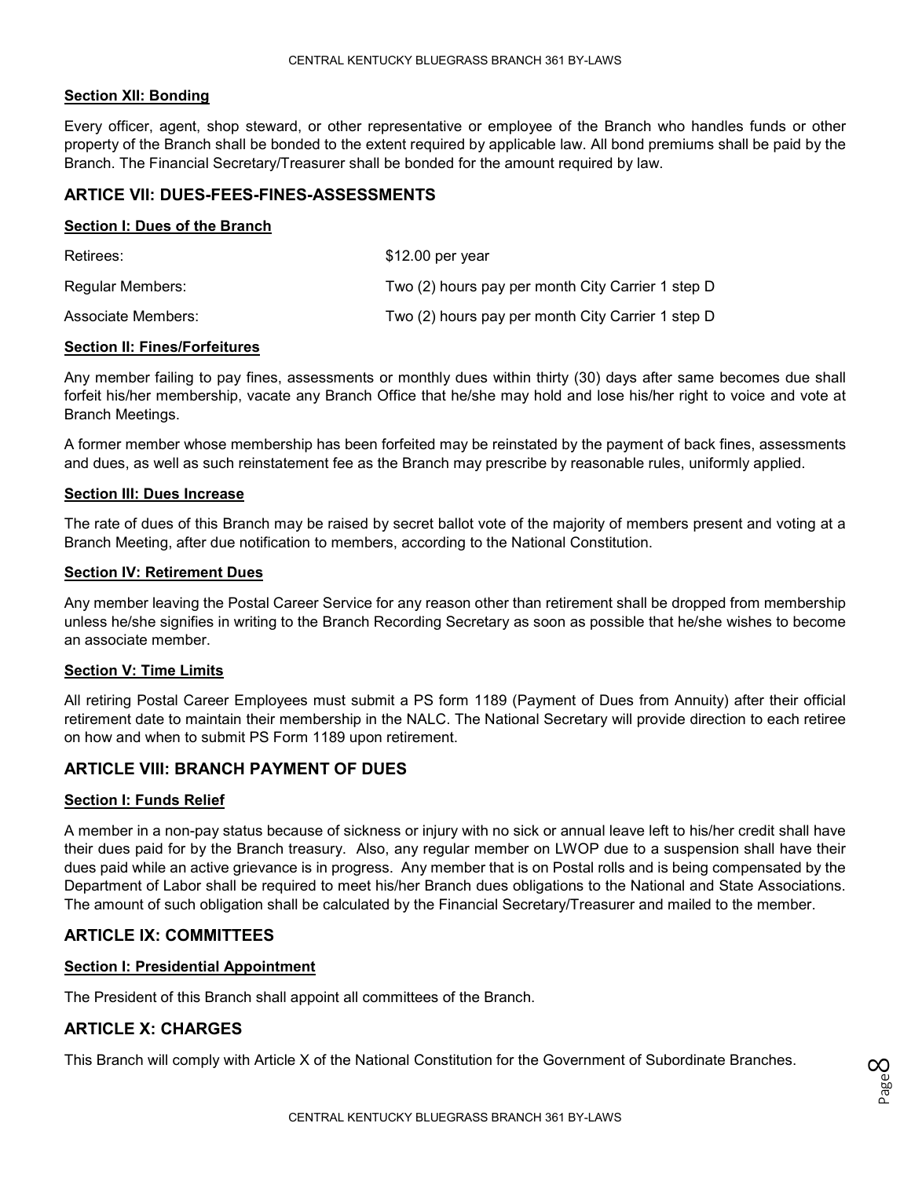#### Section XII: Bonding

Every officer, agent, shop steward, or other representative or employee of the Branch who handles funds or other property of the Branch shall be bonded to the extent required by applicable law. All bond premiums shall be paid by the Branch. The Financial Secretary/Treasurer shall be bonded for the amount required by law.

### ARTICLE VII: DUES-FEES-FINES-ASSESSMENTS

#### Section I: Dues of the Branch

| | |
|---|---|
| Retirees: | $12.00 per year |
| Regular Members: | Two (2) hours pay per month City Carrier 1 step D |
| Associate Members: | Two (2) hours pay per month City Carrier 1 step D |

#### Section II: Fines/Forfeitures

Any member failing to pay fines, assessments or monthly dues within thirty (30) days after same becomes due shall forfeit his/her membership, vacate any Branch Office that he/she may hold and lose his/her right to voice and vote at Branch Meetings.

A former member whose membership has been forfeited may be reinstated by the payment of back fines, assessments and dues, as well as such reinstatement fee as the Branch may prescribe by reasonable rules, uniformly applied.

#### Section III: Dues Increase

The rate of dues of this Branch may be raised by secret ballot vote of the majority of members present and voting at a Branch Meeting, after due notification to members, according to the National Constitution.

#### Section IV: Retirement Dues

Any member leaving the Postal Career Service for any reason other than retirement shall be dropped from membership unless he/she signifies in writing to the Branch Recording Secretary as soon as possible that he/she wishes to become an associate member.

#### Section V: Time Limits

All retiring Postal Career Employees must submit a PS form 1189 (Payment of Dues from Annuity) after their official retirement date to maintain their membership in the NALC. The National Secretary will provide direction to each retiree on how and when to submit PS Form 1189 upon retirement.

### ARTICLE VIII: BRANCH PAYMENT OF DUES

#### Section I: Funds Relief

A member in a non-pay status because of sickness or injury with no sick or annual leave left to his/her credit shall have their dues paid for by the Branch treasury. Also, any regular member on LWOP due to a suspension shall have their dues paid while an active grievance is in progress. Any member that is on Postal rolls and is being compensated by the Department of Labor shall be required to meet his/her Branch dues obligations to the National and State Associations. The amount of such obligation shall be calculated by the Financial Secretary/Treasurer and mailed to the member.

### ARTICLE IX: COMMITTEES

#### Section I: Presidential Appointment

The President of this Branch shall appoint all committees of the Branch.

### ARTICLE X: CHARGES

This Branch will comply with Article X of the National Constitution for the Government of Subordinate Branches.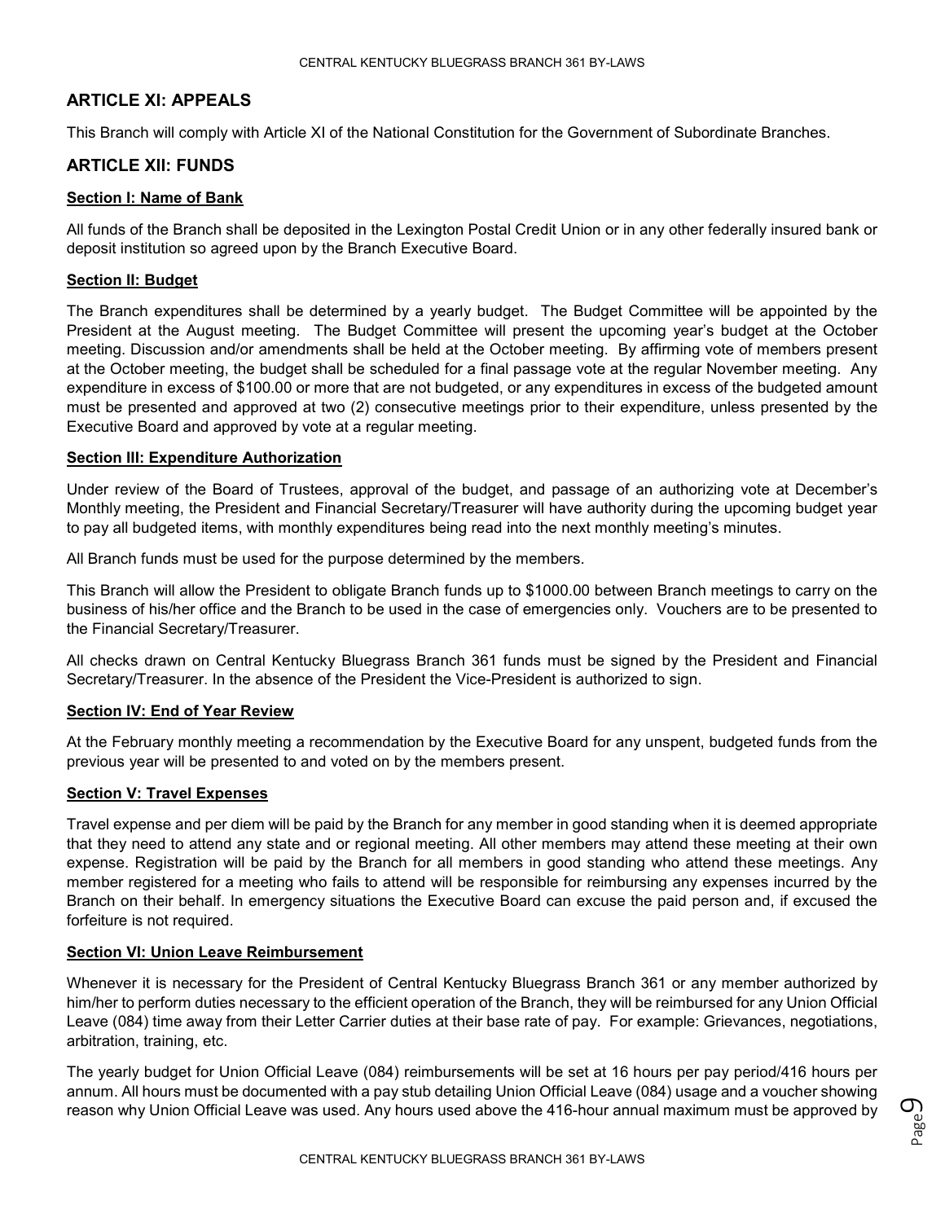## ARTICLE XI: APPEALS

This Branch will comply with Article XI of the National Constitution for the Government of Subordinate Branches.

## ARTICLE XII: FUNDS

**Section I: Name of Bank**

All funds of the Branch shall be deposited in the Lexington Postal Credit Union or in any other federally insured bank or deposit institution so agreed upon by the Branch Executive Board.

**Section II: Budget**

The Branch expenditures shall be determined by a yearly budget. The Budget Committee will be appointed by the President at the August meeting. The Budget Committee will present the upcoming year's budget at the October meeting. Discussion and/or amendments shall be held at the October meeting. By affirming vote of members present at the October meeting, the budget shall be scheduled for a final passage vote at the regular November meeting. Any expenditure in excess of $100.00 or more that are not budgeted, or any expenditures in excess of the budgeted amount must be presented and approved at two (2) consecutive meetings prior to their expenditure, unless presented by the Executive Board and approved by vote at a regular meeting.

**Section III: Expenditure Authorization**

Under review of the Board of Trustees, approval of the budget, and passage of an authorizing vote at December's Monthly meeting, the President and Financial Secretary/Treasurer will have authority during the upcoming budget year to pay all budgeted items, with monthly expenditures being read into the next monthly meeting's minutes.

All Branch funds must be used for the purpose determined by the members.

This Branch will allow the President to obligate Branch funds up to $1000.00 between Branch meetings to carry on the business of his/her office and the Branch to be used in the case of emergencies only. Vouchers are to be presented to the Financial Secretary/Treasurer.

All checks drawn on Central Kentucky Bluegrass Branch 361 funds must be signed by the President and Financial Secretary/Treasurer. In the absence of the President the Vice-President is authorized to sign.

**Section IV: End of Year Review**

At the February monthly meeting a recommendation by the Executive Board for any unspent, budgeted funds from the previous year will be presented to and voted on by the members present.

**Section V: Travel Expenses**

Travel expense and per diem will be paid by the Branch for any member in good standing when it is deemed appropriate that they need to attend any state and or regional meeting. All other members may attend these meeting at their own expense. Registration will be paid by the Branch for all members in good standing who attend these meetings. Any member registered for a meeting who fails to attend will be responsible for reimbursing any expenses incurred by the Branch on their behalf. In emergency situations the Executive Board can excuse the paid person and, if excused the forfeiture is not required.

**Section VI: Union Leave Reimbursement**

Whenever it is necessary for the President of Central Kentucky Bluegrass Branch 361 or any member authorized by him/her to perform duties necessary to the efficient operation of the Branch, they will be reimbursed for any Union Official Leave (084) time away from their Letter Carrier duties at their base rate of pay. For example: Grievances, negotiations, arbitration, training, etc.

The yearly budget for Union Official Leave (084) reimbursements will be set at 16 hours per pay period/416 hours per annum. All hours must be documented with a pay stub detailing Union Official Leave (084) usage and a voucher showing reason why Union Official Leave was used. Any hours used above the 416-hour annual maximum must be approved by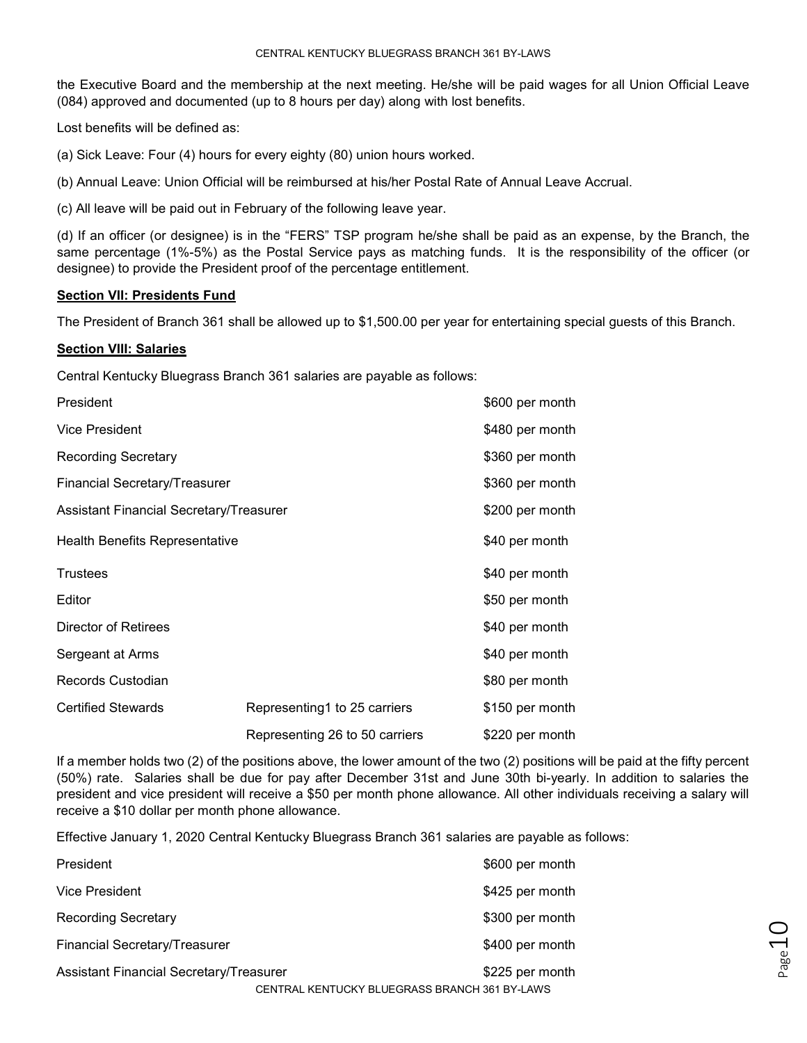the Executive Board and the membership at the next meeting. He/she will be paid wages for all Union Official Leave (084) approved and documented (up to 8 hours per day) along with lost benefits.

Lost benefits will be defined as:

(a) Sick Leave: Four (4) hours for every eighty (80) union hours worked.

(b) Annual Leave: Union Official will be reimbursed at his/her Postal Rate of Annual Leave Accrual.

(c) All leave will be paid out in February of the following leave year.

(d) If an officer (or designee) is in the "FERS" TSP program he/she shall be paid as an expense, by the Branch, the same percentage (1%-5%) as the Postal Service pays as matching funds. It is the responsibility of the officer (or designee) to provide the President proof of the percentage entitlement.

**Section VII: Presidents Fund**

The President of Branch 361 shall be allowed up to $1,500.00 per year for entertaining special guests of this Branch.

**Section VIII: Salaries**

Central Kentucky Bluegrass Branch 361 salaries are payable as follows:

| | | |
|---|---|---|
| President | | $600 per month |
| Vice President | | $480 per month |
| Recording Secretary | | $360 per month |
| Financial Secretary/Treasurer | | $360 per month |
| Assistant Financial Secretary/Treasurer | | $200 per month |
| Health Benefits Representative | | $40 per month |
| Trustees | | $40 per month |
| Editor | | $50 per month |
| Director of Retirees | | $40 per month |
| Sergeant at Arms | | $40 per month |
| Records Custodian | | $80 per month |
| Certified Stewards | Representing1 to 25 carriers | $150 per month |
| | Representing 26 to 50 carriers | $220 per month |

If a member holds two (2) of the positions above, the lower amount of the two (2) positions will be paid at the fifty percent (50%) rate. Salaries shall be due for pay after December 31st and June 30th bi-yearly. In addition to salaries the president and vice president will receive a $50 per month phone allowance. All other individuals receiving a salary will receive a $10 dollar per month phone allowance.

Effective January 1, 2020 Central Kentucky Bluegrass Branch 361 salaries are payable as follows:

| | |
|---|---|
| President | $600 per month |
| Vice President | $425 per month |
| Recording Secretary | $300 per month |
| Financial Secretary/Treasurer | $400 per month |
| Assistant Financial Secretary/Treasurer | $225 per month |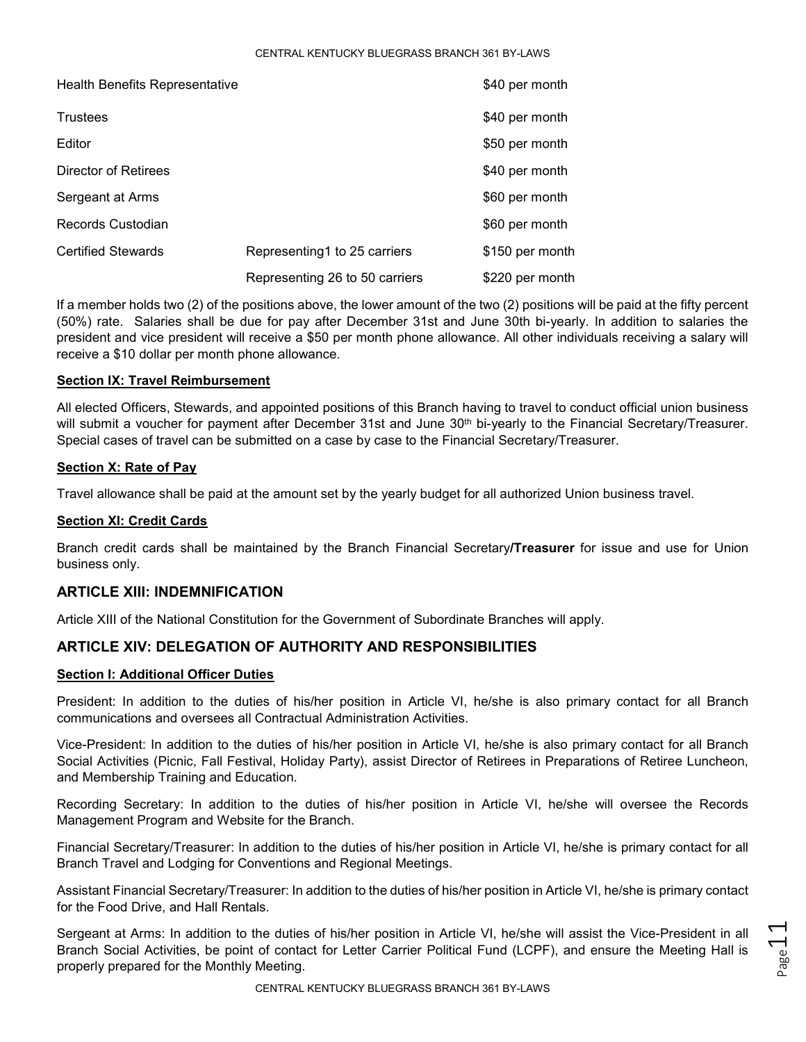| | | |
|---|---|---|
| Health Benefits Representative | | $40 per month |
| Trustees | | $40 per month |
| Editor | | $50 per month |
| Director of Retirees | | $40 per month |
| Sergeant at Arms | | $60 per month |
| Records Custodian | | $60 per month |
| Certified Stewards | Representing1 to 25 carriers | $150 per month |
| | Representing 26 to 50 carriers | $220 per month |

If a member holds two (2) of the positions above, the lower amount of the two (2) positions will be paid at the fifty percent (50%) rate. Salaries shall be due for pay after December 31st and June 30th bi-yearly. In addition to salaries the president and vice president will receive a $50 per month phone allowance. All other individuals receiving a salary will receive a $10 dollar per month phone allowance.

**Section IX: Travel Reimbursement**

All elected Officers, Stewards, and appointed positions of this Branch having to travel to conduct official union business will submit a voucher for payment after December 31st and June 30th bi-yearly to the Financial Secretary/Treasurer. Special cases of travel can be submitted on a case by case to the Financial Secretary/Treasurer.

**Section X: Rate of Pay**

Travel allowance shall be paid at the amount set by the yearly budget for all authorized Union business travel.

**Section XI: Credit Cards**

Branch credit cards shall be maintained by the Branch Financial Secretary**/Treasurer** for issue and use for Union business only.

## ARTICLE XIII: INDEMNIFICATION

Article XIII of the National Constitution for the Government of Subordinate Branches will apply.

## ARTICLE XIV: DELEGATION OF AUTHORITY AND RESPONSIBILITIES

**Section I: Additional Officer Duties**

President: In addition to the duties of his/her position in Article VI, he/she is also primary contact for all Branch communications and oversees all Contractual Administration Activities.

Vice-President: In addition to the duties of his/her position in Article VI, he/she is also primary contact for all Branch Social Activities (Picnic, Fall Festival, Holiday Party), assist Director of Retirees in Preparations of Retiree Luncheon, and Membership Training and Education.

Recording Secretary: In addition to the duties of his/her position in Article VI, he/she will oversee the Records Management Program and Website for the Branch.

Financial Secretary/Treasurer: In addition to the duties of his/her position in Article VI, he/she is primary contact for all Branch Travel and Lodging for Conventions and Regional Meetings.

Assistant Financial Secretary/Treasurer: In addition to the duties of his/her position in Article VI, he/she is primary contact for the Food Drive, and Hall Rentals.

Sergeant at Arms: In addition to the duties of his/her position in Article VI, he/she will assist the Vice-President in all Branch Social Activities, be point of contact for Letter Carrier Political Fund (LCPF), and ensure the Meeting Hall is properly prepared for the Monthly Meeting.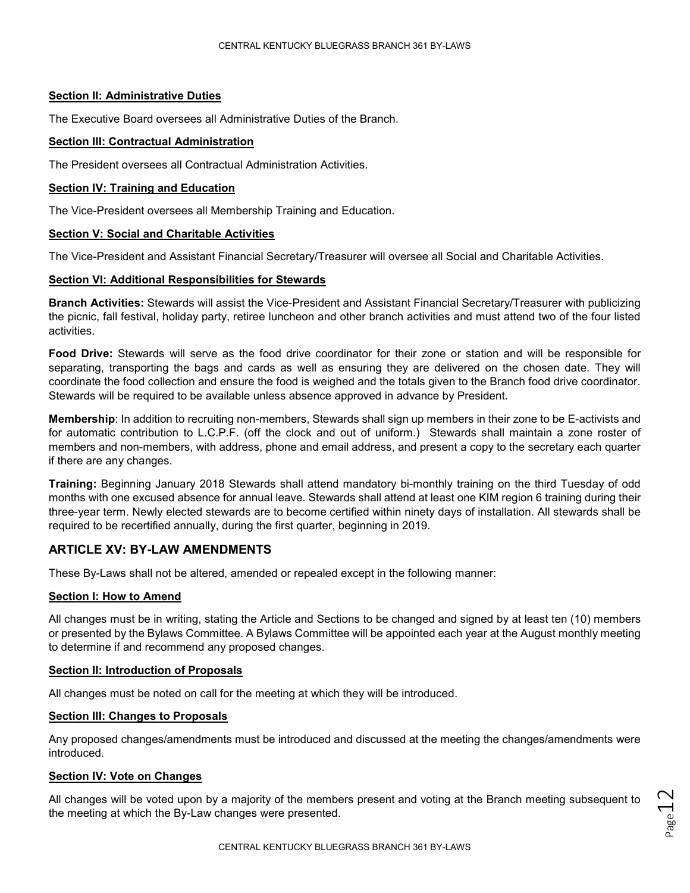#### Section II: Administrative Duties

The Executive Board oversees all Administrative Duties of the Branch.

#### Section III: Contractual Administration

The President oversees all Contractual Administration Activities.

#### Section IV: Training and Education

The Vice-President oversees all Membership Training and Education.

#### Section V: Social and Charitable Activities

The Vice-President and Assistant Financial Secretary/Treasurer will oversee all Social and Charitable Activities.

#### Section VI: Additional Responsibilities for Stewards

**Branch Activities:** Stewards will assist the Vice-President and Assistant Financial Secretary/Treasurer with publicizing the picnic, fall festival, holiday party, retiree luncheon and other branch activities and must attend two of the four listed activities.

**Food Drive:** Stewards will serve as the food drive coordinator for their zone or station and will be responsible for separating, transporting the bags and cards as well as ensuring they are delivered on the chosen date. They will coordinate the food collection and ensure the food is weighed and the totals given to the Branch food drive coordinator. Stewards will be required to be available unless absence approved in advance by President.

**Membership**: In addition to recruiting non-members, Stewards shall sign up members in their zone to be E-activists and for automatic contribution to L.C.P.F. (off the clock and out of uniform.) Stewards shall maintain a zone roster of members and non-members, with address, phone and email address, and present a copy to the secretary each quarter if there are any changes.

**Training:** Beginning January 2018 Stewards shall attend mandatory bi-monthly training on the third Tuesday of odd months with one excused absence for annual leave. Stewards shall attend at least one KIM region 6 training during their three-year term. Newly elected stewards are to become certified within ninety days of installation. All stewards shall be required to be recertified annually, during the first quarter, beginning in 2019.

## ARTICLE XV: BY-LAW AMENDMENTS

These By-Laws shall not be altered, amended or repealed except in the following manner:

#### Section I: How to Amend

All changes must be in writing, stating the Article and Sections to be changed and signed by at least ten (10) members or presented by the Bylaws Committee. A Bylaws Committee will be appointed each year at the August monthly meeting to determine if and recommend any proposed changes.

#### Section II: Introduction of Proposals

All changes must be noted on call for the meeting at which they will be introduced.

#### Section III: Changes to Proposals

Any proposed changes/amendments must be introduced and discussed at the meeting the changes/amendments were introduced.

#### Section IV: Vote on Changes

All changes will be voted upon by a majority of the members present and voting at the Branch meeting subsequent to the meeting at which the By-Law changes were presented.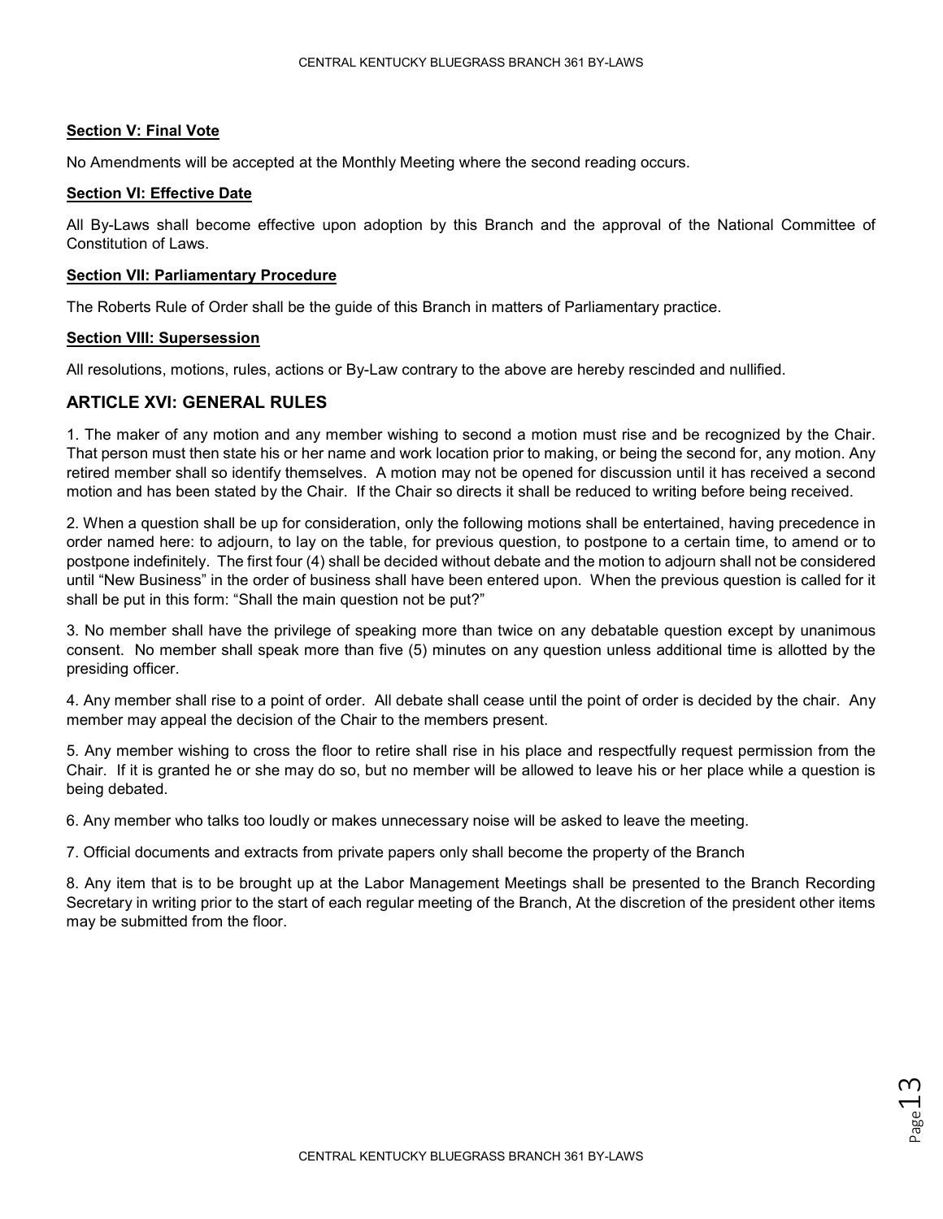**Section V: Final Vote**

No Amendments will be accepted at the Monthly Meeting where the second reading occurs.

**Section VI: Effective Date**

All By-Laws shall become effective upon adoption by this Branch and the approval of the National Committee of Constitution of Laws.

**Section VII: Parliamentary Procedure**

The Roberts Rule of Order shall be the guide of this Branch in matters of Parliamentary practice.

**Section VIII: Supersession**

All resolutions, motions, rules, actions or By-Law contrary to the above are hereby rescinded and nullified.

## ARTICLE XVI: GENERAL RULES

1. The maker of any motion and any member wishing to second a motion must rise and be recognized by the Chair. That person must then state his or her name and work location prior to making, or being the second for, any motion. Any retired member shall so identify themselves. A motion may not be opened for discussion until it has received a second motion and has been stated by the Chair. If the Chair so directs it shall be reduced to writing before being received.

2. When a question shall be up for consideration, only the following motions shall be entertained, having precedence in order named here: to adjourn, to lay on the table, for previous question, to postpone to a certain time, to amend or to postpone indefinitely. The first four (4) shall be decided without debate and the motion to adjourn shall not be considered until "New Business" in the order of business shall have been entered upon. When the previous question is called for it shall be put in this form: "Shall the main question not be put?"

3. No member shall have the privilege of speaking more than twice on any debatable question except by unanimous consent. No member shall speak more than five (5) minutes on any question unless additional time is allotted by the presiding officer.

4. Any member shall rise to a point of order. All debate shall cease until the point of order is decided by the chair. Any member may appeal the decision of the Chair to the members present.

5. Any member wishing to cross the floor to retire shall rise in his place and respectfully request permission from the Chair. If it is granted he or she may do so, but no member will be allowed to leave his or her place while a question is being debated.

6. Any member who talks too loudly or makes unnecessary noise will be asked to leave the meeting.

7. Official documents and extracts from private papers only shall become the property of the Branch

8. Any item that is to be brought up at the Labor Management Meetings shall be presented to the Branch Recording Secretary in writing prior to the start of each regular meeting of the Branch, At the discretion of the president other items may be submitted from the floor.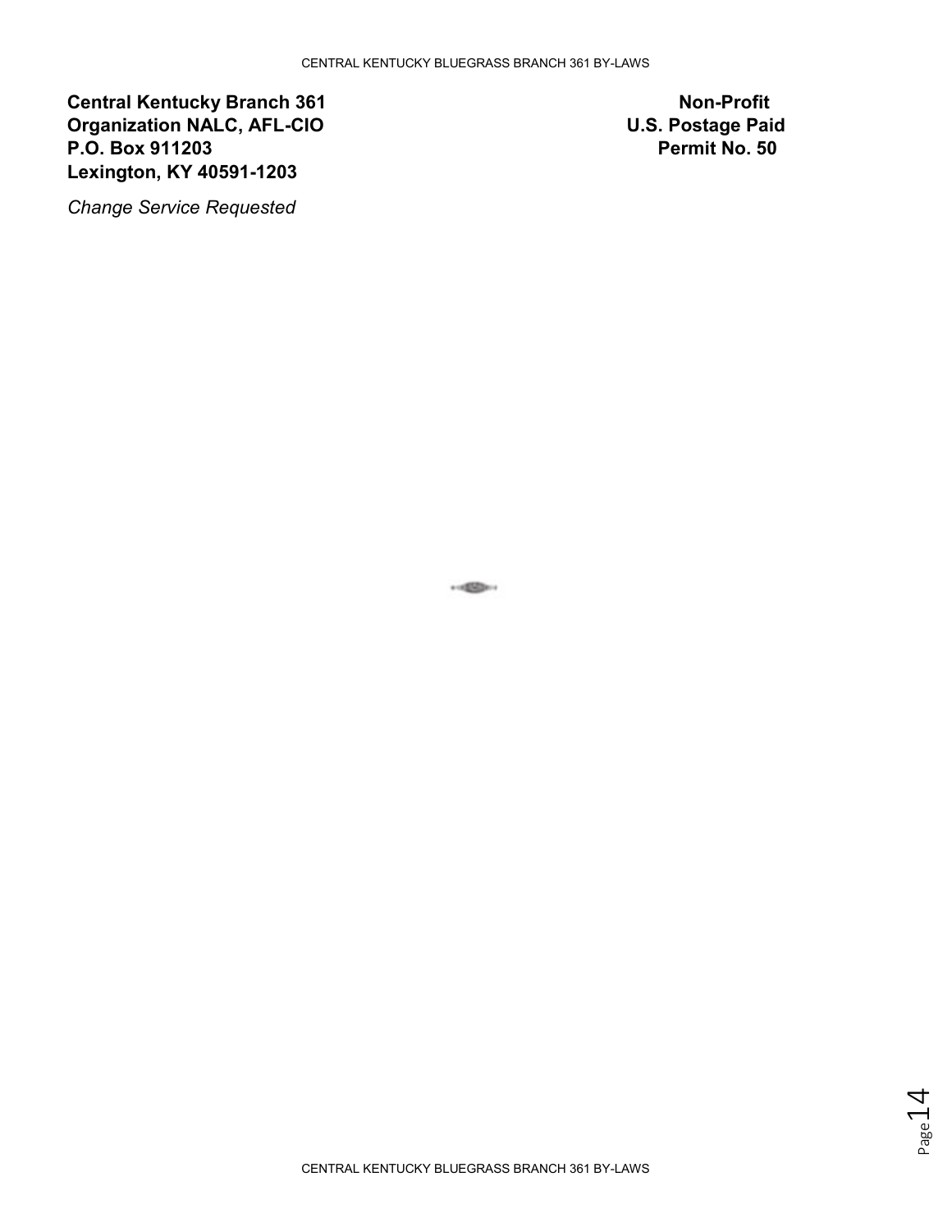**Central Kentucky Branch 361**
**Organization NALC, AFL-CIO**
**P.O. Box 911203**
**Lexington, KY 40591-1203**

*Change Service Requested*

**Non-Profit**
**U.S. Postage Paid**
**Permit No. 50**